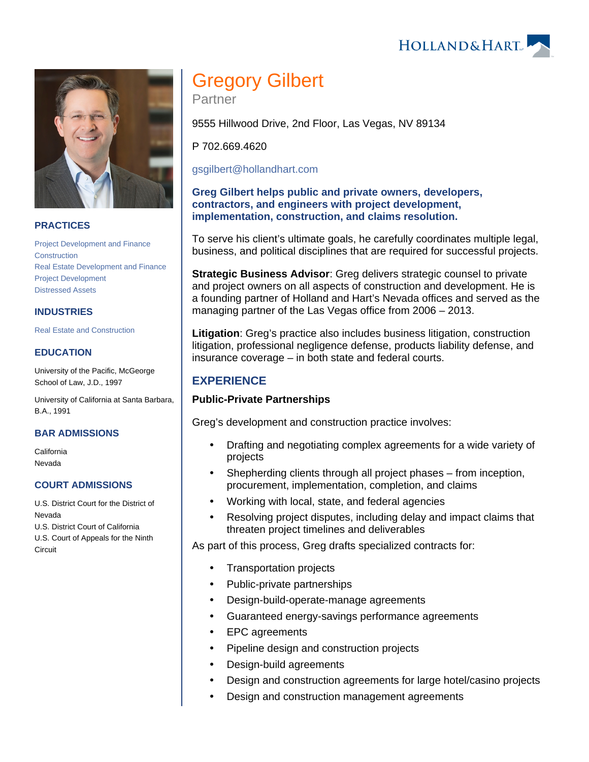# Gregory Gilbert

Partner

9555 Hillwood Drive, 2nd Floor, Las Vegas, NV 89134

P 702.669.4620

gsgilbert@hollandhart.com

**Greg Gilbert helps public and private owners, developers, contractors, and engineers with project development, implementation, construction, and claims resolution.**

To serve his client's ultimate goals, he carefully coordinates multiple legal, business, and political disciplines that are required for successful projects.

**Strategic Business Advisor**: Greg delivers strategic counsel to private and project owners on all aspects of construction and development. He is a founding partner of Holland and Hart's Nevada offices and served as the managing partner of the Las Vegas office from 2006 – 2013.

**Litigation**: Greg's practice also includes business litigation, construction litigation, professional negligence defense, products liability defense, and insurance coverage – in both state and federal courts.

## EXPERIENCE

### Public-Private Partnerships

Greg's development and construction practice involves:

- Drafting and negotiating complex agreements for a wide variety of projects
- Shepherding clients through all project phases – from inception, procurement, implementation, completion, and claims
- Working with local, state, and federal agencies
- Resolving project disputes, including delay and impact claims that threaten project timelines and deliverables

As part of this process, Greg drafts specialized contracts for:

- Transportation projects
- Public-private partnerships
- Design-build-operate-manage agreements
- Guaranteed energy-savings performance agreements
- EPC agreements
- Pipeline design and construction projects
- Design-build agreements
- Design and construction agreements for large hotel/casino projects
- Design and construction management agreements

## PRACTICES

Project Development and Finance
Construction
Real Estate Development and Finance
Project Development
Distressed Assets

## INDUSTRIES

Real Estate and Construction

## EDUCATION

University of the Pacific, McGeorge School of Law, J.D., 1997

University of California at Santa Barbara, B.A., 1991

## BAR ADMISSIONS

California
Nevada

## COURT ADMISSIONS

U.S. District Court for the District of Nevada
U.S. District Court of California
U.S. Court of Appeals for the Ninth Circuit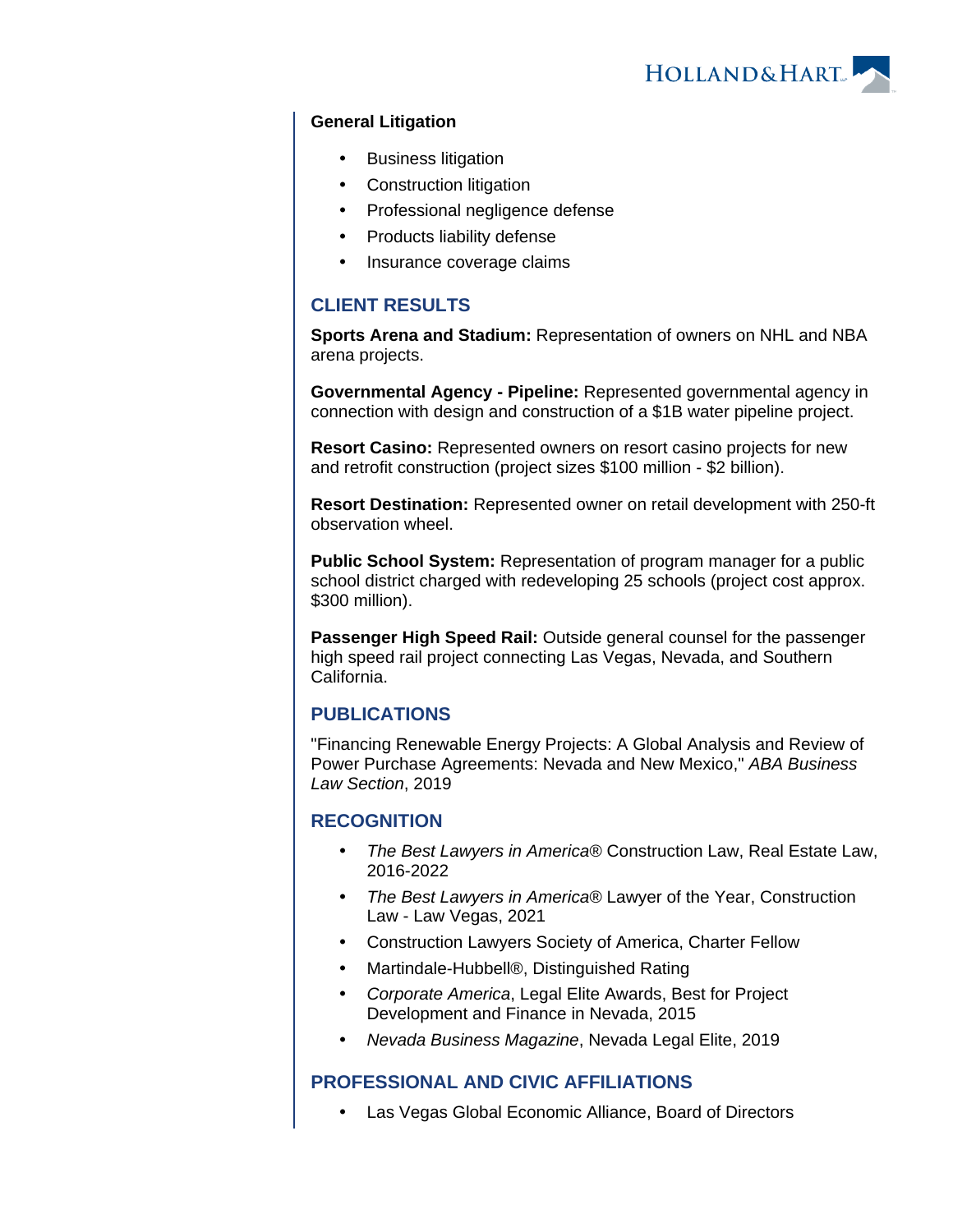**General Litigation**

- Business litigation
- Construction litigation
- Professional negligence defense
- Products liability defense
- Insurance coverage claims

## CLIENT RESULTS

**Sports Arena and Stadium:** Representation of owners on NHL and NBA arena projects.

**Governmental Agency - Pipeline:** Represented governmental agency in connection with design and construction of a $1B water pipeline project.

**Resort Casino:** Represented owners on resort casino projects for new and retrofit construction (project sizes $100 million - $2 billion).

**Resort Destination:** Represented owner on retail development with 250-ft observation wheel.

**Public School System:** Representation of program manager for a public school district charged with redeveloping 25 schools (project cost approx. $300 million).

**Passenger High Speed Rail:** Outside general counsel for the passenger high speed rail project connecting Las Vegas, Nevada, and Southern California.

## PUBLICATIONS

"Financing Renewable Energy Projects: A Global Analysis and Review of Power Purchase Agreements: Nevada and New Mexico," *ABA Business Law Section*, 2019

## RECOGNITION

- *The Best Lawyers in America*® Construction Law, Real Estate Law, 2016-2022
- *The Best Lawyers in America*® Lawyer of the Year, Construction Law - Law Vegas, 2021
- Construction Lawyers Society of America, Charter Fellow
- Martindale-Hubbell®, Distinguished Rating
- *Corporate America*, Legal Elite Awards, Best for Project Development and Finance in Nevada, 2015
- *Nevada Business Magazine*, Nevada Legal Elite, 2019

## PROFESSIONAL AND CIVIC AFFILIATIONS

- Las Vegas Global Economic Alliance, Board of Directors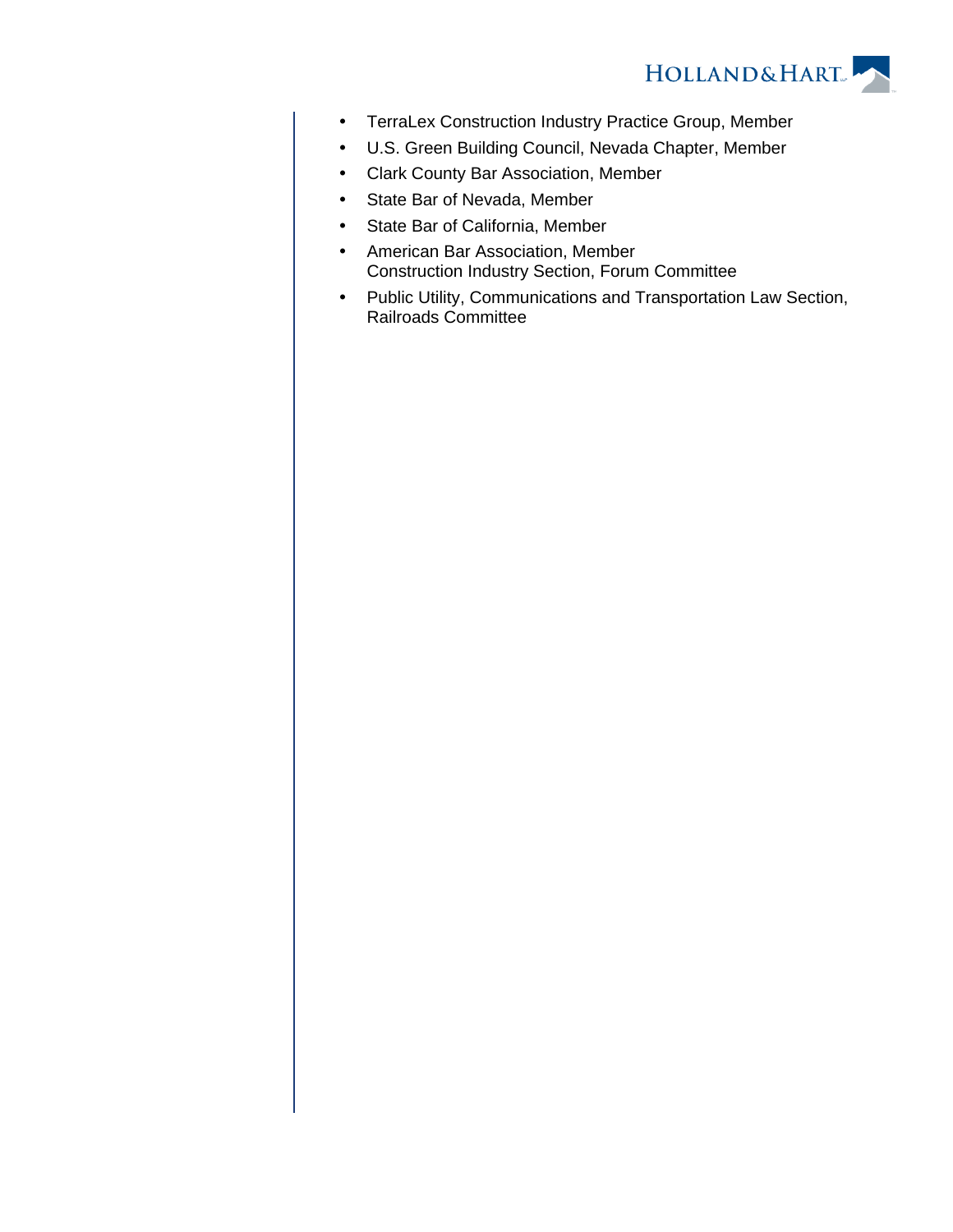- TerraLex Construction Industry Practice Group, Member
- U.S. Green Building Council, Nevada Chapter, Member
- Clark County Bar Association, Member
- State Bar of Nevada, Member
- State Bar of California, Member
- American Bar Association, Member
  Construction Industry Section, Forum Committee
- Public Utility, Communications and Transportation Law Section, Railroads Committee